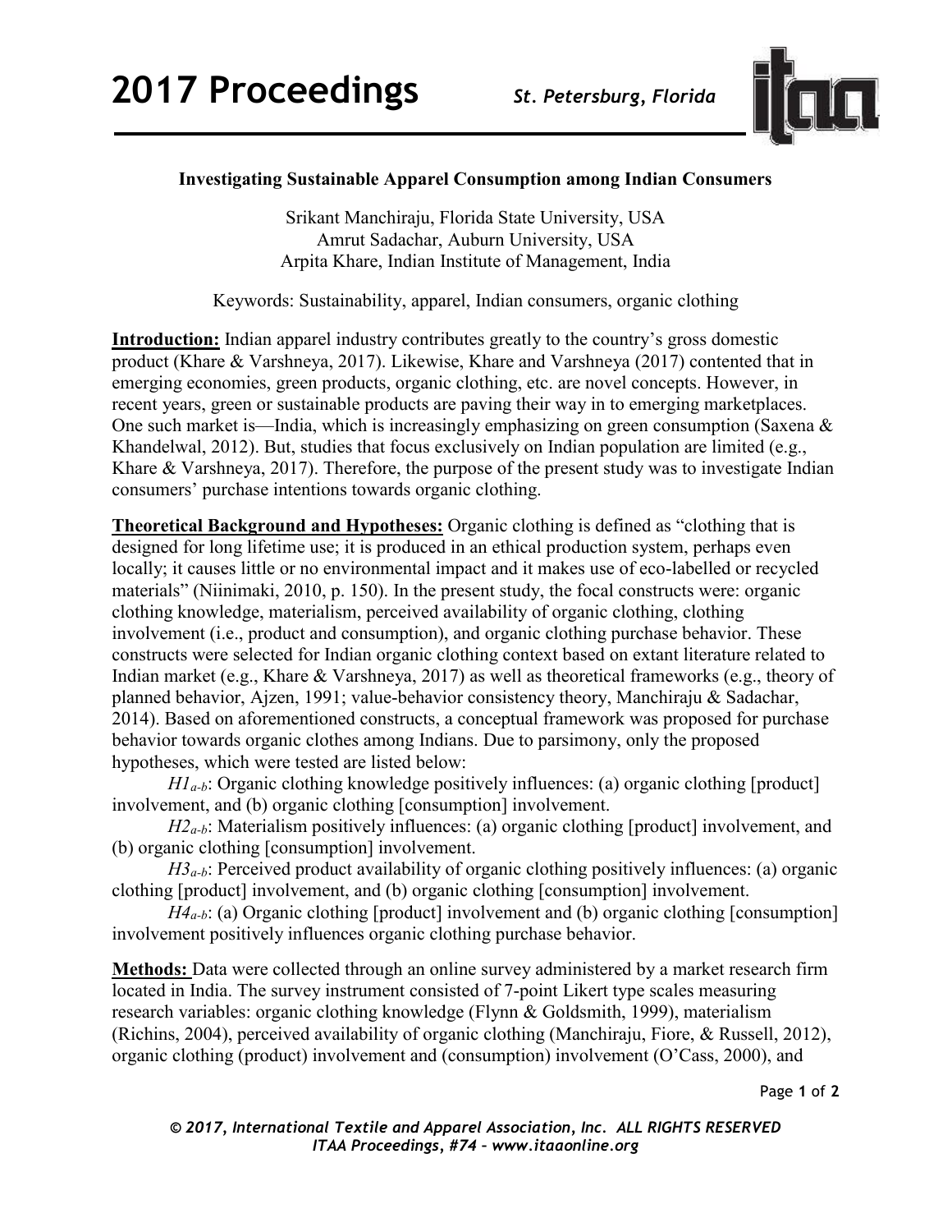# Investigating Sustainable Apparel Consumption among Indian Consumers

Srikant Manchiraju, Florida State University, USA
Amrut Sadachar, Auburn University, USA
Arpita Khare, Indian Institute of Management, India

Keywords: Sustainability, apparel, Indian consumers, organic clothing

**Introduction:** Indian apparel industry contributes greatly to the country's gross domestic product (Khare & Varshneya, 2017). Likewise, Khare and Varshneya (2017) contented that in emerging economies, green products, organic clothing, etc. are novel concepts. However, in recent years, green or sustainable products are paving their way in to emerging marketplaces. One such market is—India, which is increasingly emphasizing on green consumption (Saxena & Khandelwal, 2012). But, studies that focus exclusively on Indian population are limited (e.g., Khare & Varshneya, 2017). Therefore, the purpose of the present study was to investigate Indian consumers' purchase intentions towards organic clothing.

**Theoretical Background and Hypotheses:** Organic clothing is defined as "clothing that is designed for long lifetime use; it is produced in an ethical production system, perhaps even locally; it causes little or no environmental impact and it makes use of eco-labelled or recycled materials" (Niinimaki, 2010, p. 150). In the present study, the focal constructs were: organic clothing knowledge, materialism, perceived availability of organic clothing, clothing involvement (i.e., product and consumption), and organic clothing purchase behavior. These constructs were selected for Indian organic clothing context based on extant literature related to Indian market (e.g., Khare & Varshneya, 2017) as well as theoretical frameworks (e.g., theory of planned behavior, Ajzen, 1991; value-behavior consistency theory, Manchiraju & Sadachar, 2014). Based on aforementioned constructs, a conceptual framework was proposed for purchase behavior towards organic clothes among Indians. Due to parsimony, only the proposed hypotheses, which were tested are listed below:

*$H1_{a-b}$*: Organic clothing knowledge positively influences: (a) organic clothing [product] involvement, and (b) organic clothing [consumption] involvement.

*$H2_{a-b}$*: Materialism positively influences: (a) organic clothing [product] involvement, and (b) organic clothing [consumption] involvement.

*$H3_{a-b}$*: Perceived product availability of organic clothing positively influences: (a) organic clothing [product] involvement, and (b) organic clothing [consumption] involvement.

*$H4_{a-b}$*: (a) Organic clothing [product] involvement and (b) organic clothing [consumption] involvement positively influences organic clothing purchase behavior.

**Methods:** Data were collected through an online survey administered by a market research firm located in India. The survey instrument consisted of 7-point Likert type scales measuring research variables: organic clothing knowledge (Flynn & Goldsmith, 1999), materialism (Richins, 2004), perceived availability of organic clothing (Manchiraju, Fiore, & Russell, 2012), organic clothing (product) involvement and (consumption) involvement (O'Cass, 2000), and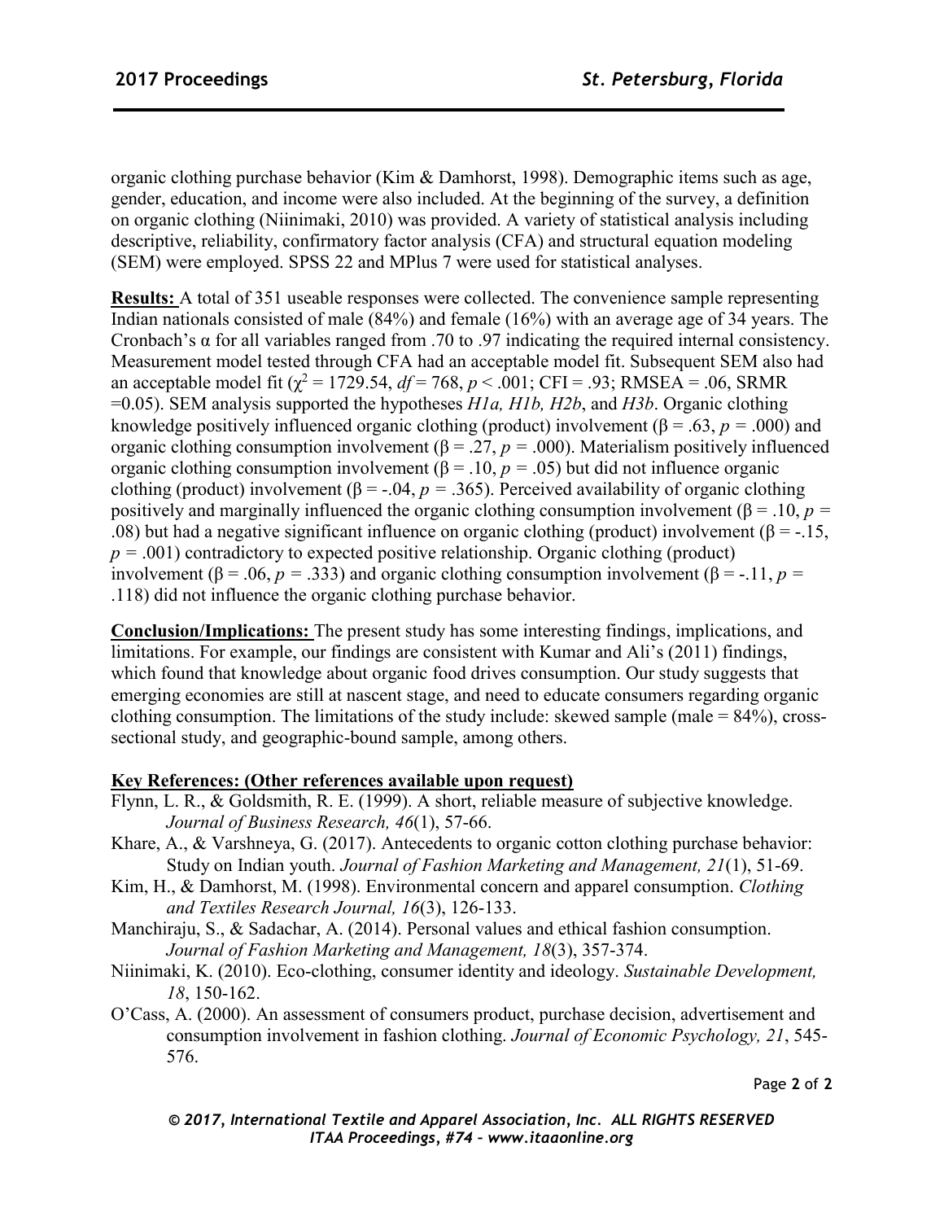organic clothing purchase behavior (Kim & Damhorst, 1998). Demographic items such as age, gender, education, and income were also included. At the beginning of the survey, a definition on organic clothing (Niinimaki, 2010) was provided. A variety of statistical analysis including descriptive, reliability, confirmatory factor analysis (CFA) and structural equation modeling (SEM) were employed. SPSS 22 and MPlus 7 were used for statistical analyses.

**Results:** A total of 351 useable responses were collected. The convenience sample representing Indian nationals consisted of male (84%) and female (16%) with an average age of 34 years. The Cronbach's α for all variables ranged from .70 to .97 indicating the required internal consistency. Measurement model tested through CFA had an acceptable model fit. Subsequent SEM also had an acceptable model fit ($\chi^2 = 1729.54$, $df = 768$, $p < .001$; CFI = .93; RMSEA = .06, SRMR =0.05). SEM analysis supported the hypotheses *H1a, H1b, H2b*, and *H3b*. Organic clothing knowledge positively influenced organic clothing (product) involvement ($\beta = .63$, $p = .000$) and organic clothing consumption involvement ($\beta = .27$, $p = .000$). Materialism positively influenced organic clothing consumption involvement ($\beta = .10$, $p = .05$) but did not influence organic clothing (product) involvement ($\beta = -.04$, $p = .365$). Perceived availability of organic clothing positively and marginally influenced the organic clothing consumption involvement ($\beta = .10$, $p = .08$) but had a negative significant influence on organic clothing (product) involvement ($\beta = -.15$, $p = .001$) contradictory to expected positive relationship. Organic clothing (product) involvement ($\beta = .06$, $p = .333$) and organic clothing consumption involvement ($\beta = -.11$, $p = .118$) did not influence the organic clothing purchase behavior.

**Conclusion/Implications:** The present study has some interesting findings, implications, and limitations. For example, our findings are consistent with Kumar and Ali's (2011) findings, which found that knowledge about organic food drives consumption. Our study suggests that emerging economies are still at nascent stage, and need to educate consumers regarding organic clothing consumption. The limitations of the study include: skewed sample (male = 84%), cross-sectional study, and geographic-bound sample, among others.

**Key References: (Other references available upon request)**

Flynn, L. R., & Goldsmith, R. E. (1999). A short, reliable measure of subjective knowledge. *Journal of Business Research, 46*(1), 57-66.

Khare, A., & Varshneya, G. (2017). Antecedents to organic cotton clothing purchase behavior: Study on Indian youth. *Journal of Fashion Marketing and Management, 21*(1), 51-69.

Kim, H., & Damhorst, M. (1998). Environmental concern and apparel consumption. *Clothing and Textiles Research Journal, 16*(3), 126-133.

Manchiraju, S., & Sadachar, A. (2014). Personal values and ethical fashion consumption. *Journal of Fashion Marketing and Management, 18*(3), 357-374.

Niinimaki, K. (2010). Eco-clothing, consumer identity and ideology. *Sustainable Development, 18*, 150-162.

O'Cass, A. (2000). An assessment of consumers product, purchase decision, advertisement and consumption involvement in fashion clothing. *Journal of Economic Psychology, 21*, 545-576.